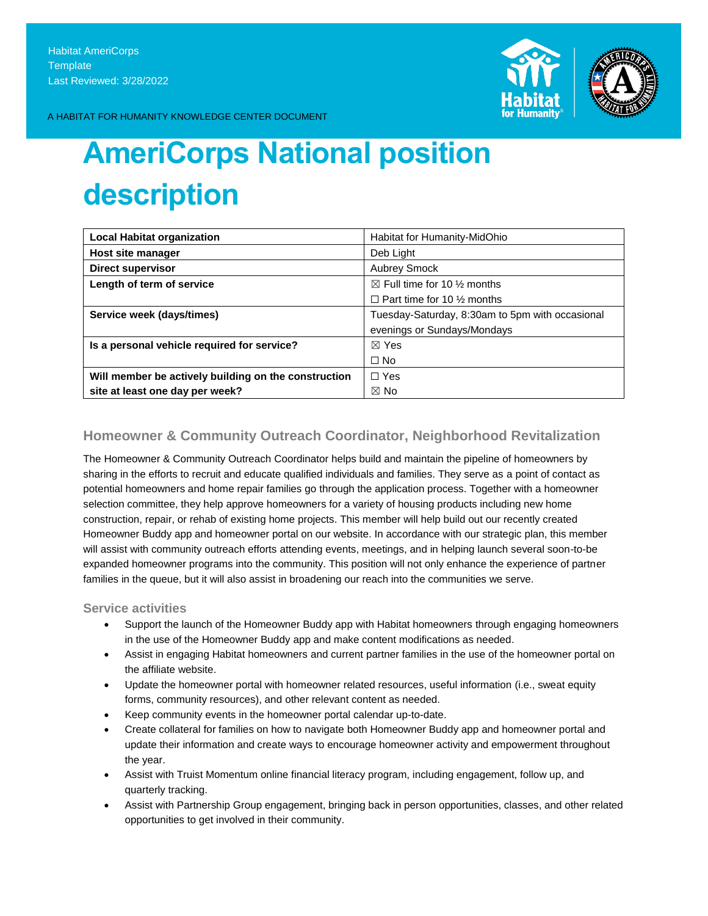Habitat AmeriCorps
Template
Last Reviewed: 3/28/2022

A HABITAT FOR HUMANITY KNOWLEDGE CENTER DOCUMENT

# AmeriCorps National position description

| Local Habitat organization | Habitat for Humanity-MidOhio |
|---|---|
| Host site manager | Deb Light |
| Direct supervisor | Aubrey Smock |
| Length of term of service | ☒ Full time for 10 ½ months<br>☐ Part time for 10 ½ months |
| Service week (days/times) | Tuesday-Saturday, 8:30am to 5pm with occasional evenings or Sundays/Mondays |
| Is a personal vehicle required for service? | ☒ Yes<br>☐ No |
| Will member be actively building on the construction site at least one day per week? | ☐ Yes<br>☒ No |

## Homeowner & Community Outreach Coordinator, Neighborhood Revitalization

The Homeowner & Community Outreach Coordinator helps build and maintain the pipeline of homeowners by sharing in the efforts to recruit and educate qualified individuals and families. They serve as a point of contact as potential homeowners and home repair families go through the application process. Together with a homeowner selection committee, they help approve homeowners for a variety of housing products including new home construction, repair, or rehab of existing home projects. This member will help build out our recently created Homeowner Buddy app and homeowner portal on our website. In accordance with our strategic plan, this member will assist with community outreach efforts attending events, meetings, and in helping launch several soon-to-be expanded homeowner programs into the community. This position will not only enhance the experience of partner families in the queue, but it will also assist in broadening our reach into the communities we serve.

### Service activities

- Support the launch of the Homeowner Buddy app with Habitat homeowners through engaging homeowners in the use of the Homeowner Buddy app and make content modifications as needed.
- Assist in engaging Habitat homeowners and current partner families in the use of the homeowner portal on the affiliate website.
- Update the homeowner portal with homeowner related resources, useful information (i.e., sweat equity forms, community resources), and other relevant content as needed.
- Keep community events in the homeowner portal calendar up-to-date.
- Create collateral for families on how to navigate both Homeowner Buddy app and homeowner portal and update their information and create ways to encourage homeowner activity and empowerment throughout the year.
- Assist with Truist Momentum online financial literacy program, including engagement, follow up, and quarterly tracking.
- Assist with Partnership Group engagement, bringing back in person opportunities, classes, and other related opportunities to get involved in their community.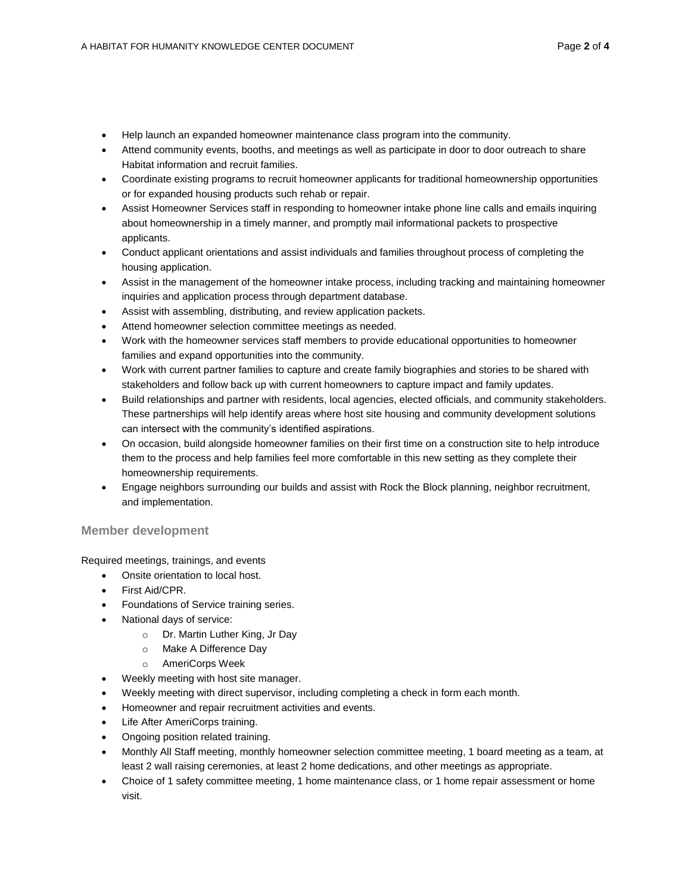- Help launch an expanded homeowner maintenance class program into the community.
- Attend community events, booths, and meetings as well as participate in door to door outreach to share Habitat information and recruit families.
- Coordinate existing programs to recruit homeowner applicants for traditional homeownership opportunities or for expanded housing products such rehab or repair.
- Assist Homeowner Services staff in responding to homeowner intake phone line calls and emails inquiring about homeownership in a timely manner, and promptly mail informational packets to prospective applicants.
- Conduct applicant orientations and assist individuals and families throughout process of completing the housing application.
- Assist in the management of the homeowner intake process, including tracking and maintaining homeowner inquiries and application process through department database.
- Assist with assembling, distributing, and review application packets.
- Attend homeowner selection committee meetings as needed.
- Work with the homeowner services staff members to provide educational opportunities to homeowner families and expand opportunities into the community.
- Work with current partner families to capture and create family biographies and stories to be shared with stakeholders and follow back up with current homeowners to capture impact and family updates.
- Build relationships and partner with residents, local agencies, elected officials, and community stakeholders. These partnerships will help identify areas where host site housing and community development solutions can intersect with the community's identified aspirations.
- On occasion, build alongside homeowner families on their first time on a construction site to help introduce them to the process and help families feel more comfortable in this new setting as they complete their homeownership requirements.
- Engage neighbors surrounding our builds and assist with Rock the Block planning, neighbor recruitment, and implementation.

## Member development

Required meetings, trainings, and events

- Onsite orientation to local host.
- First Aid/CPR.
- Foundations of Service training series.
- National days of service:
    - Dr. Martin Luther King, Jr Day
    - Make A Difference Day
    - AmeriCorps Week
- Weekly meeting with host site manager.
- Weekly meeting with direct supervisor, including completing a check in form each month.
- Homeowner and repair recruitment activities and events.
- Life After AmeriCorps training.
- Ongoing position related training.
- Monthly All Staff meeting, monthly homeowner selection committee meeting, 1 board meeting as a team, at least 2 wall raising ceremonies, at least 2 home dedications, and other meetings as appropriate.
- Choice of 1 safety committee meeting, 1 home maintenance class, or 1 home repair assessment or home visit.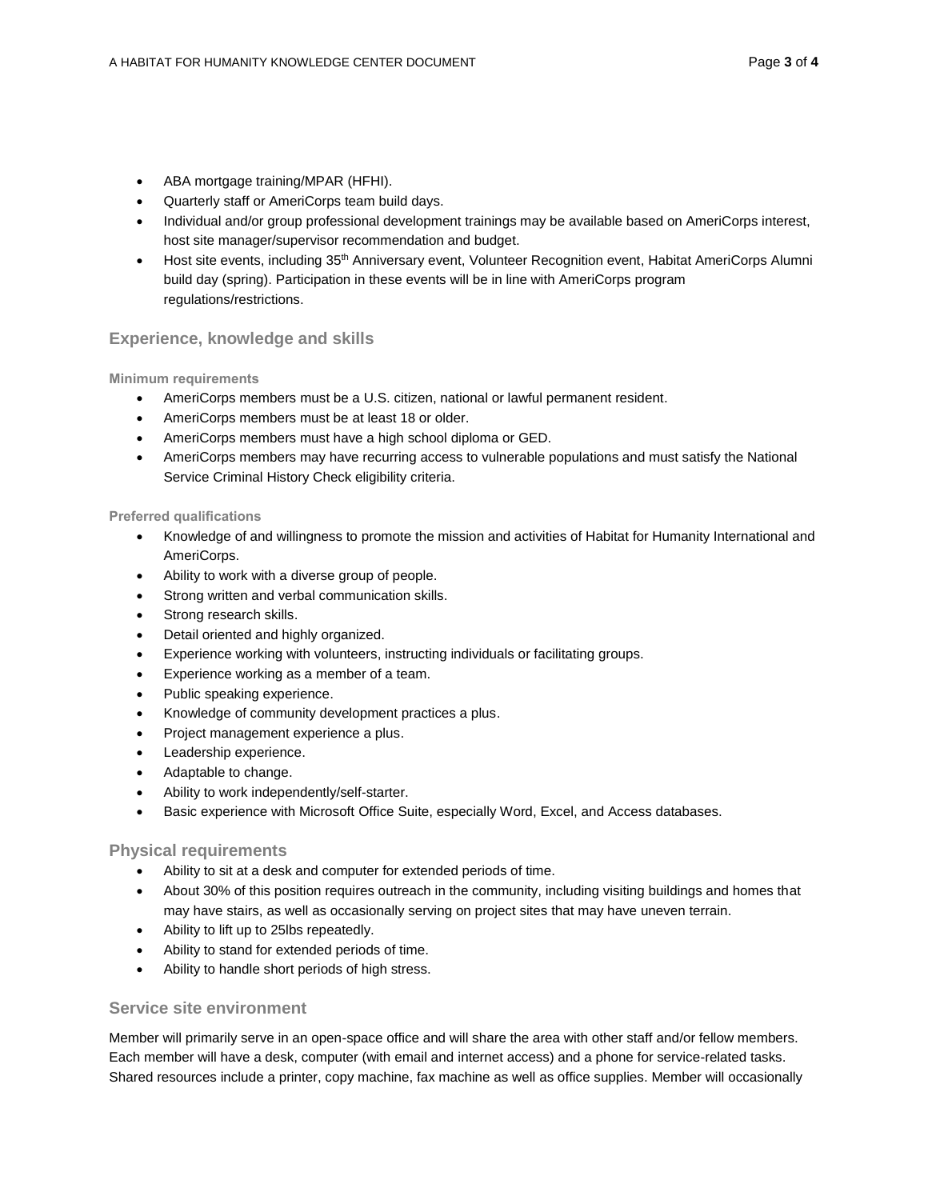- ABA mortgage training/MPAR (HFHI).
- Quarterly staff or AmeriCorps team build days.
- Individual and/or group professional development trainings may be available based on AmeriCorps interest, host site manager/supervisor recommendation and budget.
- Host site events, including 35th Anniversary event, Volunteer Recognition event, Habitat AmeriCorps Alumni build day (spring). Participation in these events will be in line with AmeriCorps program regulations/restrictions.

## Experience, knowledge and skills

### Minimum requirements

- AmeriCorps members must be a U.S. citizen, national or lawful permanent resident.
- AmeriCorps members must be at least 18 or older.
- AmeriCorps members must have a high school diploma or GED.
- AmeriCorps members may have recurring access to vulnerable populations and must satisfy the National Service Criminal History Check eligibility criteria.

### Preferred qualifications

- Knowledge of and willingness to promote the mission and activities of Habitat for Humanity International and AmeriCorps.
- Ability to work with a diverse group of people.
- Strong written and verbal communication skills.
- Strong research skills.
- Detail oriented and highly organized.
- Experience working with volunteers, instructing individuals or facilitating groups.
- Experience working as a member of a team.
- Public speaking experience.
- Knowledge of community development practices a plus.
- Project management experience a plus.
- Leadership experience.
- Adaptable to change.
- Ability to work independently/self-starter.
- Basic experience with Microsoft Office Suite, especially Word, Excel, and Access databases.

## Physical requirements

- Ability to sit at a desk and computer for extended periods of time.
- About 30% of this position requires outreach in the community, including visiting buildings and homes that may have stairs, as well as occasionally serving on project sites that may have uneven terrain.
- Ability to lift up to 25lbs repeatedly.
- Ability to stand for extended periods of time.
- Ability to handle short periods of high stress.

## Service site environment

Member will primarily serve in an open-space office and will share the area with other staff and/or fellow members. Each member will have a desk, computer (with email and internet access) and a phone for service-related tasks. Shared resources include a printer, copy machine, fax machine as well as office supplies. Member will occasionally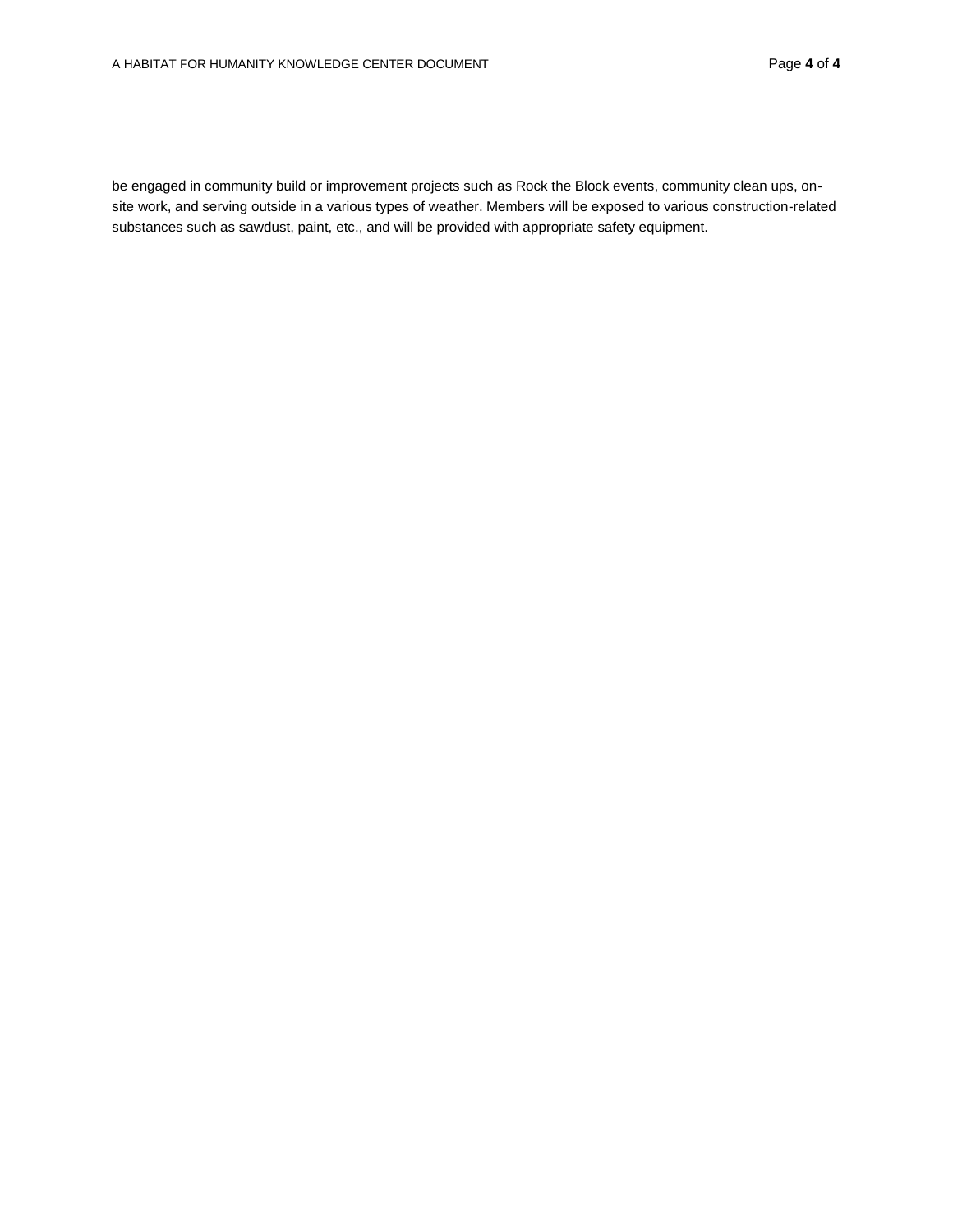be engaged in community build or improvement projects such as Rock the Block events, community clean ups, on-site work, and serving outside in a various types of weather. Members will be exposed to various construction-related substances such as sawdust, paint, etc., and will be provided with appropriate safety equipment.